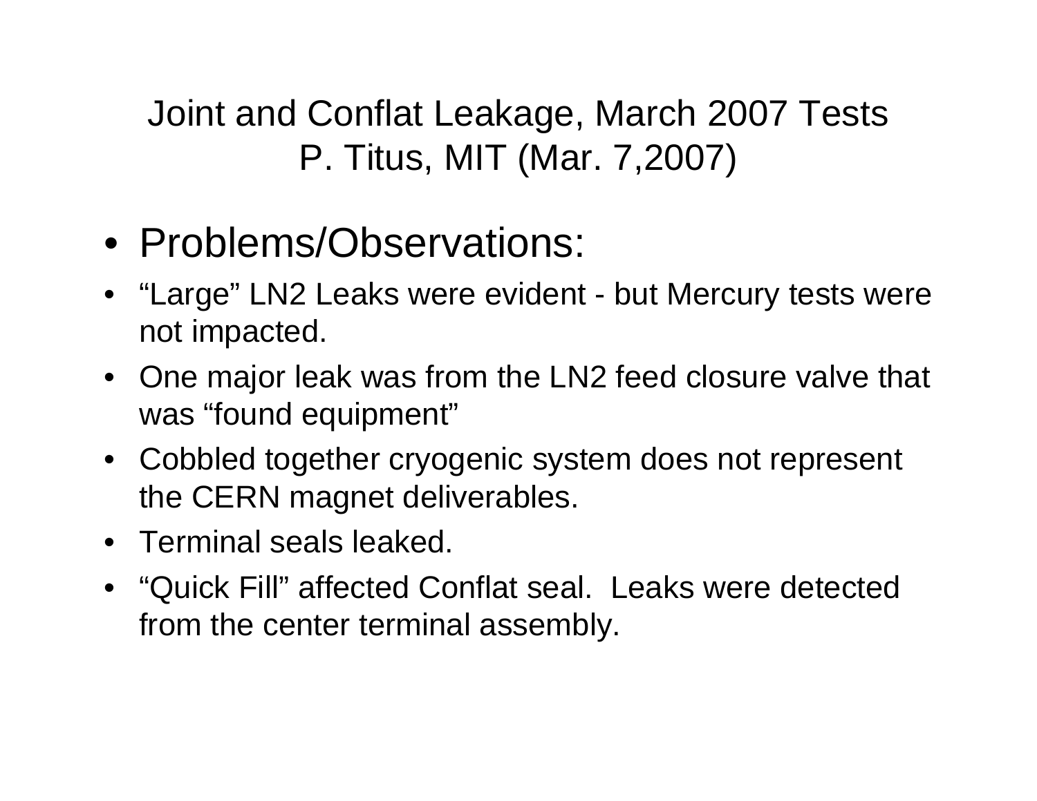# Joint and Conflat Leakage, March 2007 Tests

## P. Titus, MIT (Mar. 7,2007)

- Problems/Observations:
- “Large” LN2 Leaks were evident - but Mercury tests were not impacted.
- One major leak was from the LN2 feed closure valve that was “found equipment”
- Cobbled together cryogenic system does not represent the CERN magnet deliverables.
- Terminal seals leaked.
- “Quick Fill” affected Conflat seal. Leaks were detected from the center terminal assembly.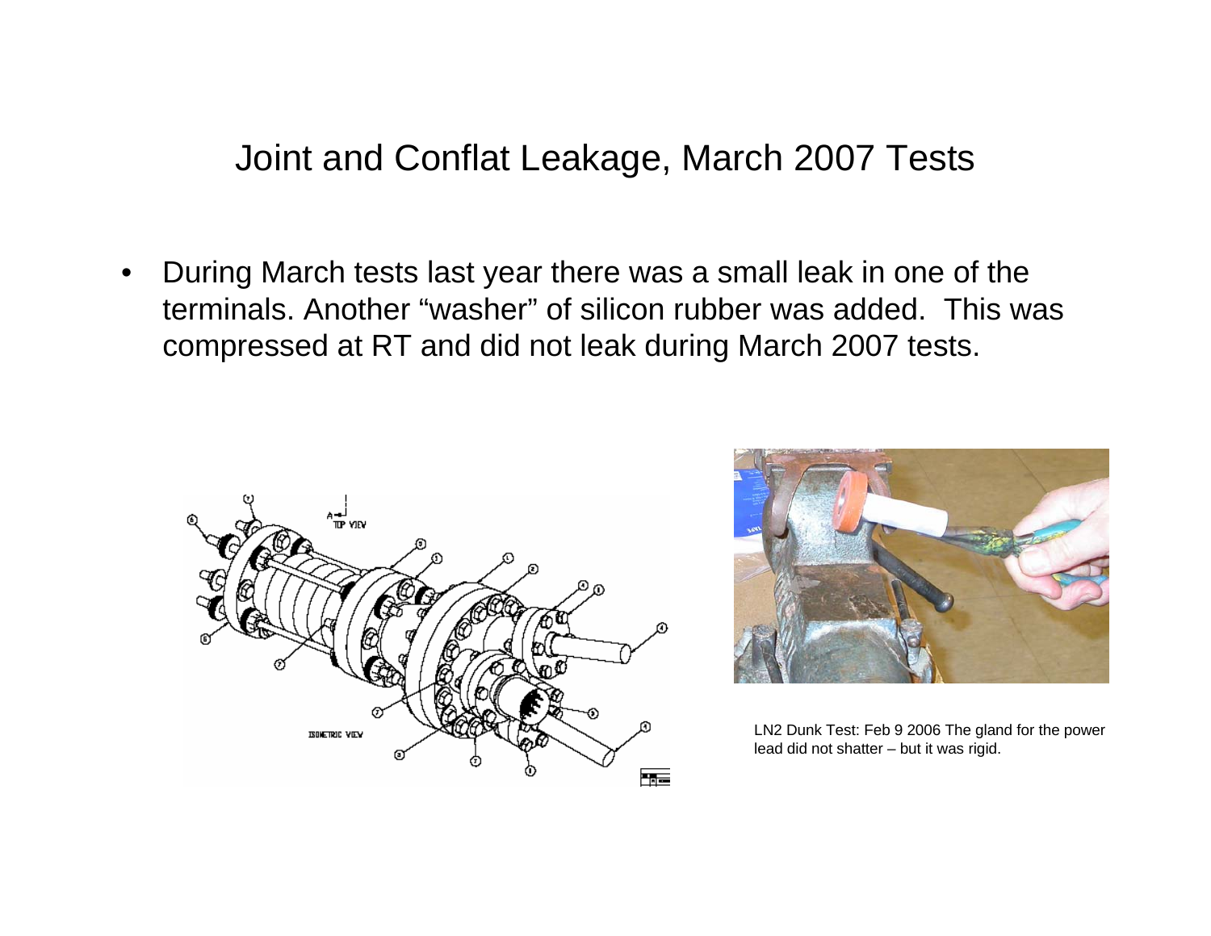# Joint and Conflat Leakage, March 2007 Tests

- During March tests last year there was a small leak in one of the terminals. Another "washer" of silicon rubber was added. This was compressed at RT and did not leak during March 2007 tests.

LN2 Dunk Test: Feb 9 2006 The gland for the power lead did not shatter – but it was rigid.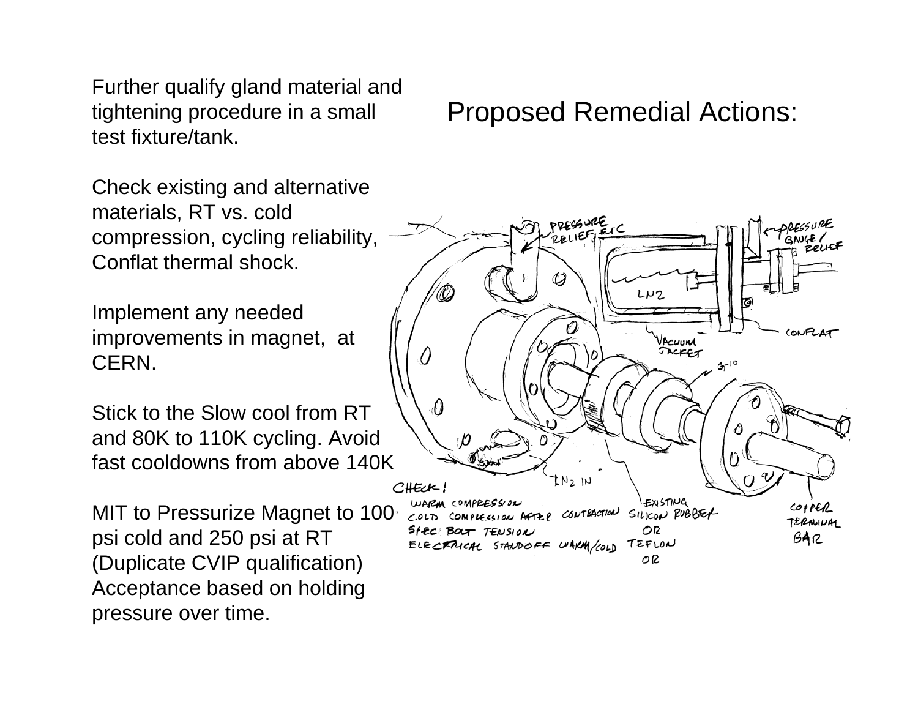# Proposed Remedial Actions:

Further qualify gland material and tightening procedure in a small test fixture/tank.

Check existing and alternative materials, RT vs. cold compression, cycling reliability, Conflat thermal shock.

Implement any needed improvements in magnet, at CERN.

Stick to the Slow cool from RT and 80K to 110K cycling. Avoid fast cooldowns from above 140K

MIT to Pressurize Magnet to 100 psi cold and 250 psi at RT (Duplicate CVIP qualification) Acceptance based on holding pressure over time.

PRESSURE RELIEF, ETC

PRESSURE GAUGE / RELIEF

LN2

CONFLAT

VACUUM JACKET

G-10

LN2 IN

CHECK!
WARM COMPRESSION
COLD COMPRESSION AFTER CONTRACTION
SPEC. BOLT TENSION
ELECTRICAL STANDOFF WARM/COLD

EXISTING SILICON RUBBER OR TEFLON OR

COPPER TERMINAL BAR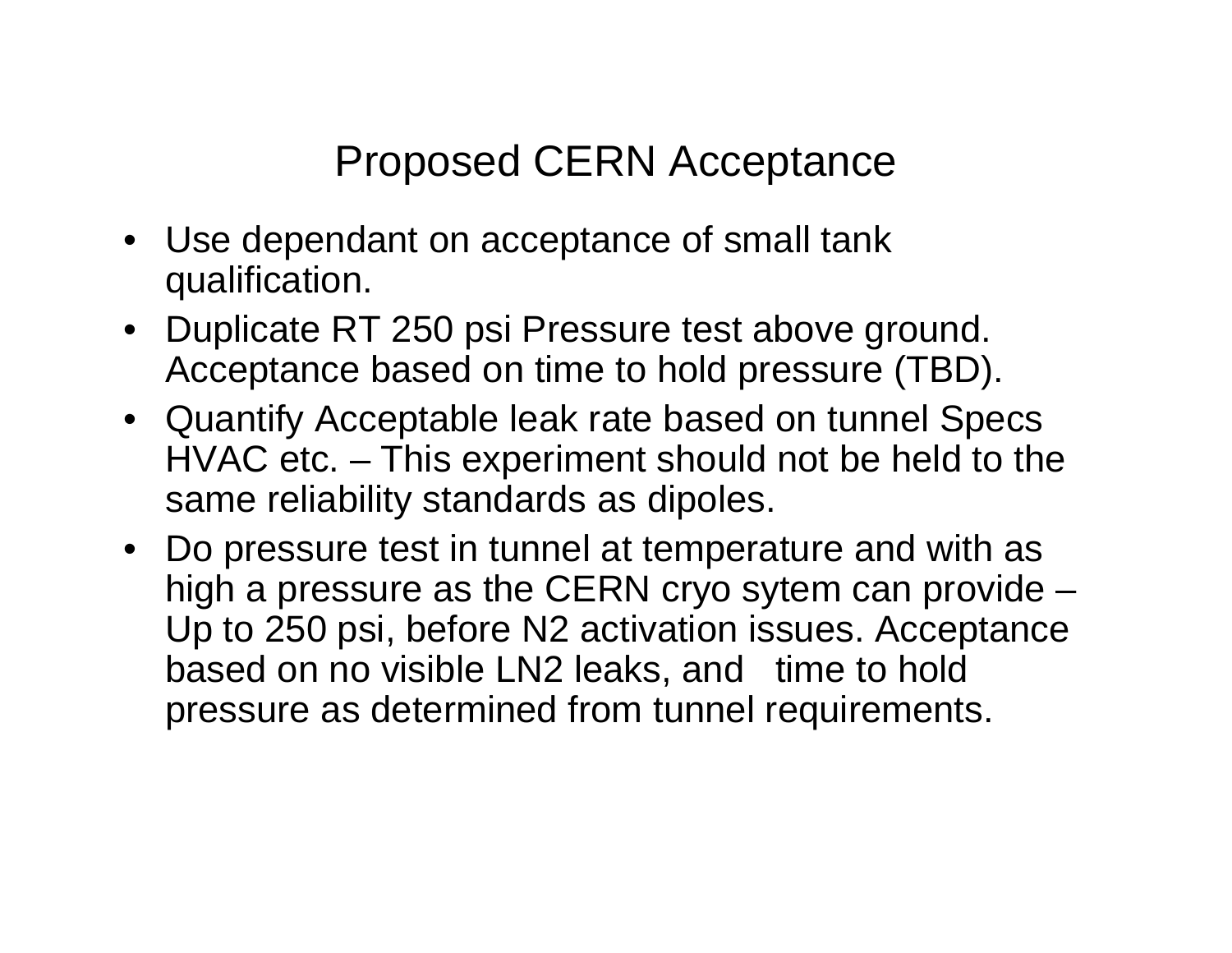# Proposed CERN Acceptance

- Use dependant on acceptance of small tank qualification.
- Duplicate RT 250 psi Pressure test above ground. Acceptance based on time to hold pressure (TBD).
- Quantify Acceptable leak rate based on tunnel Specs HVAC etc. – This experiment should not be held to the same reliability standards as dipoles.
- Do pressure test in tunnel at temperature and with as high a pressure as the CERN cryo sytem can provide – Up to 250 psi, before $N_2$ activation issues. Acceptance based on no visible $LN_2$ leaks, and time to hold pressure as determined from tunnel requirements.